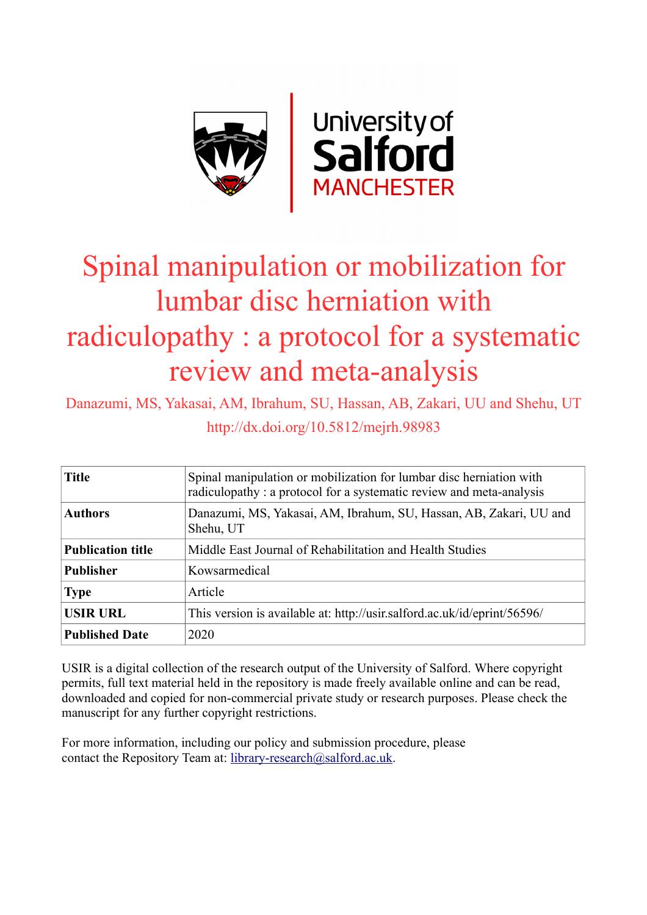# Spinal manipulation or mobilization for lumbar disc herniation with radiculopathy : a protocol for a systematic review and meta-analysis

Danazumi, MS, Yakasai, AM, Ibrahum, SU, Hassan, AB, Zakari, UU and Shehu, UT

http://dx.doi.org/10.5812/mejrh.98983

| | |
|---|---|
| **Title** | Spinal manipulation or mobilization for lumbar disc herniation with radiculopathy : a protocol for a systematic review and meta-analysis |
| **Authors** | Danazumi, MS, Yakasai, AM, Ibrahum, SU, Hassan, AB, Zakari, UU and Shehu, UT |
| **Publication title** | Middle East Journal of Rehabilitation and Health Studies |
| **Publisher** | Kowsarmedical |
| **Type** | Article |
| **USIR URL** | This version is available at: http://usir.salford.ac.uk/id/eprint/56596/ |
| **Published Date** | 2020 |

USIR is a digital collection of the research output of the University of Salford. Where copyright permits, full text material held in the repository is made freely available online and can be read, downloaded and copied for non-commercial private study or research purposes. Please check the manuscript for any further copyright restrictions.

For more information, including our policy and submission procedure, please contact the Repository Team at: library-research@salford.ac.uk.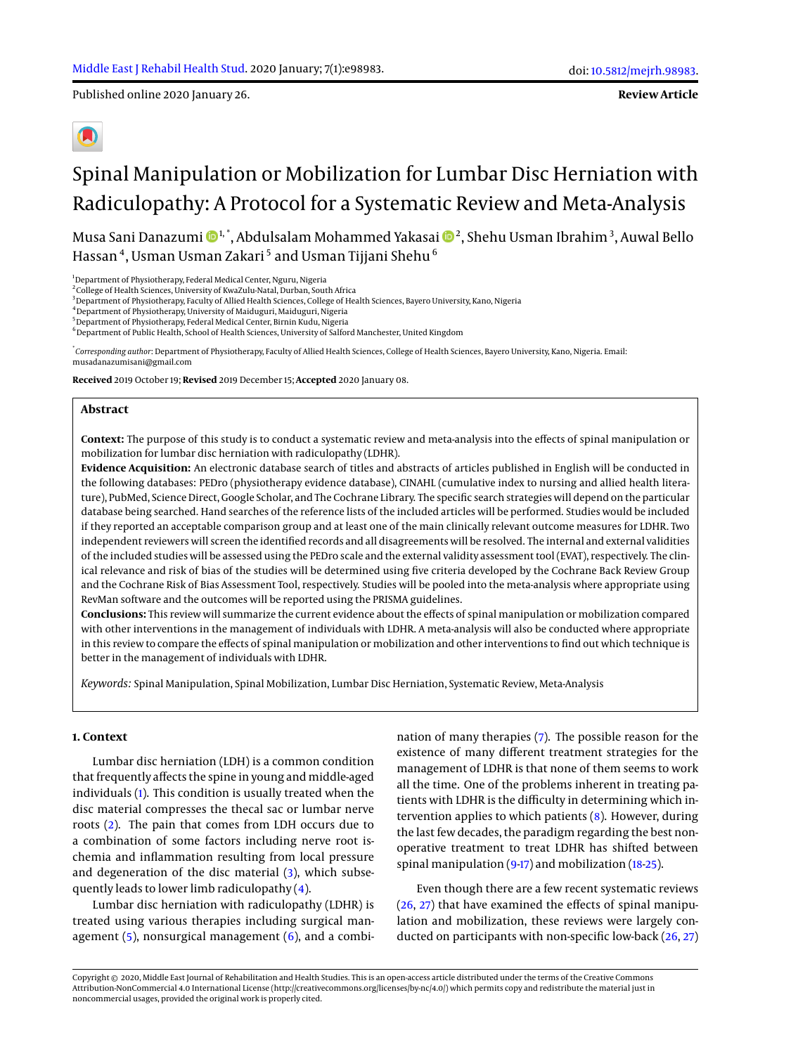# Spinal Manipulation or Mobilization for Lumbar Disc Herniation with Radiculopathy: A Protocol for a Systematic Review and Meta-Analysis

Musa Sani Danazumi [1,*], Abdulsalam Mohammed Yakasai [2], Shehu Usman Ibrahim [3], Auwal Bello Hassan [4], Usman Usman Zakari [5] and Usman Tijjani Shehu [6]

[1] Department of Physiotherapy, Federal Medical Center, Nguru, Nigeria
[2] College of Health Sciences, University of KwaZulu-Natal, Durban, South Africa
[3] Department of Physiotherapy, Faculty of Allied Health Sciences, College of Health Sciences, Bayero University, Kano, Nigeria
[4] Department of Physiotherapy, University of Maiduguri, Maiduguri, Nigeria
[5] Department of Physiotherapy, Federal Medical Center, Birnin Kudu, Nigeria
[6] Department of Public Health, School of Health Sciences, University of Salford Manchester, United Kingdom

[*] *Corresponding author*: Department of Physiotherapy, Faculty of Allied Health Sciences, College of Health Sciences, Bayero University, Kano, Nigeria. Email: musadanazumisani@gmail.com

**Received** 2019 October 19; **Revised** 2019 December 15; **Accepted** 2020 January 08.

## Abstract

**Context:** The purpose of this study is to conduct a systematic review and meta-analysis into the effects of spinal manipulation or mobilization for lumbar disc herniation with radiculopathy (LDHR).

**Evidence Acquisition:** An electronic database search of titles and abstracts of articles published in English will be conducted in the following databases: PEDro (physiotherapy evidence database), CINAHL (cumulative index to nursing and allied health literature), PubMed, Science Direct, Google Scholar, and The Cochrane Library. The specific search strategies will depend on the particular database being searched. Hand searches of the reference lists of the included articles will be performed. Studies would be included if they reported an acceptable comparison group and at least one of the main clinically relevant outcome measures for LDHR. Two independent reviewers will screen the identified records and all disagreements will be resolved. The internal and external validities of the included studies will be assessed using the PEDro scale and the external validity assessment tool (EVAT), respectively. The clinical relevance and risk of bias of the studies will be determined using five criteria developed by the Cochrane Back Review Group and the Cochrane Risk of Bias Assessment Tool, respectively. Studies will be pooled into the meta-analysis where appropriate using RevMan software and the outcomes will be reported using the PRISMA guidelines.

**Conclusions:** This review will summarize the current evidence about the effects of spinal manipulation or mobilization compared with other interventions in the management of individuals with LDHR. A meta-analysis will also be conducted where appropriate in this review to compare the effects of spinal manipulation or mobilization and other interventions to find out which technique is better in the management of individuals with LDHR.

*Keywords:* Spinal Manipulation, Spinal Mobilization, Lumbar Disc Herniation, Systematic Review, Meta-Analysis

## 1. Context

Lumbar disc herniation (LDH) is a common condition that frequently affects the spine in young and middle-aged individuals (1). This condition is usually treated when the disc material compresses the thecal sac or lumbar nerve roots (2). The pain that comes from LDH occurs due to a combination of some factors including nerve root ischemia and inflammation resulting from local pressure and degeneration of the disc material (3), which subsequently leads to lower limb radiculopathy (4).

Lumbar disc herniation with radiculopathy (LDHR) is treated using various therapies including surgical management (5), nonsurgical management (6), and a combination of many therapies (7). The possible reason for the existence of many different treatment strategies for the management of LDHR is that none of them seems to work all the time. One of the problems inherent in treating patients with LDHR is the difficulty in determining which intervention applies to which patients (8). However, during the last few decades, the paradigm regarding the best non-operative treatment to treat LDHR has shifted between spinal manipulation (9-17) and mobilization (18-25).

Even though there are a few recent systematic reviews (26, 27) that have examined the effects of spinal manipulation and mobilization, these reviews were largely conducted on participants with non-specific low-back (26, 27)

Copyright © 2020, Middle East Journal of Rehabilitation and Health Studies. This is an open-access article distributed under the terms of the Creative Commons Attribution-NonCommercial 4.0 International License (http://creativecommons.org/licenses/by-nc/4.0/) which permits copy and redistribute the material just in noncommercial usages, provided the original work is properly cited.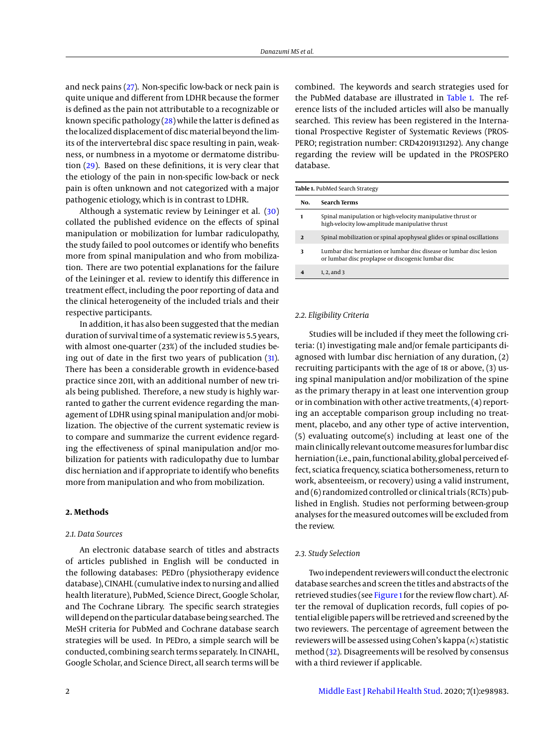and neck pains (27). Non-specific low-back or neck pain is quite unique and different from LDHR because the former is defined as the pain not attributable to a recognizable or known specific pathology (28) while the latter is defined as the localized displacement of disc material beyond the limits of the intervertebral disc space resulting in pain, weakness, or numbness in a myotome or dermatome distribution (29). Based on these definitions, it is very clear that the etiology of the pain in non-specific low-back or neck pain is often unknown and not categorized with a major pathogenic etiology, which is in contrast to LDHR.

Although a systematic review by Leininger et al. (30) collated the published evidence on the effects of spinal manipulation or mobilization for lumbar radiculopathy, the study failed to pool outcomes or identify who benefits more from spinal manipulation and who from mobilization. There are two potential explanations for the failure of the Leininger et al. review to identify this difference in treatment effect, including the poor reporting of data and the clinical heterogeneity of the included trials and their respective participants.

In addition, it has also been suggested that the median duration of survival time of a systematic review is 5.5 years, with almost one-quarter (23%) of the included studies being out of date in the first two years of publication (31). There has been a considerable growth in evidence-based practice since 2011, with an additional number of new trials being published. Therefore, a new study is highly warranted to gather the current evidence regarding the management of LDHR using spinal manipulation and/or mobilization. The objective of the current systematic review is to compare and summarize the current evidence regarding the effectiveness of spinal manipulation and/or mobilization for patients with radiculopathy due to lumbar disc herniation and if appropriate to identify who benefits more from manipulation and who from mobilization.

## 2. Methods

### 2.1. Data Sources

An electronic database search of titles and abstracts of articles published in English will be conducted in the following databases: PEDro (physiotherapy evidence database), CINAHL (cumulative index to nursing and allied health literature), PubMed, Science Direct, Google Scholar, and The Cochrane Library. The specific search strategies will depend on the particular database being searched. The MeSH criteria for PubMed and Cochrane database search strategies will be used. In PEDro, a simple search will be conducted, combining search terms separately. In CINAHL, Google Scholar, and Science Direct, all search terms will be combined. The keywords and search strategies used for the PubMed database are illustrated in Table 1. The reference lists of the included articles will also be manually searched. This review has been registered in the International Prospective Register of Systematic Reviews (PROSPERO; registration number: CRD42019131292). Any change regarding the review will be updated in the PROSPERO database.

**Table 1.** PubMed Search Strategy

| No. | Search Terms |
|---|---|
| 1 | Spinal manipulation or high-velocity manipulative thrust or high-velocity low-amplitude manipulative thrust |
| 2 | Spinal mobilization or spinal apophyseal glides or spinal oscillations |
| 3 | Lumbar disc herniation or lumbar disc disease or lumbar disc lesion or lumbar disc proplapse or discogenic lumbar disc |
| 4 | 1, 2, and 3 |

### 2.2. Eligibility Criteria

Studies will be included if they meet the following criteria: (1) investigating male and/or female participants diagnosed with lumbar disc herniation of any duration, (2) recruiting participants with the age of 18 or above, (3) using spinal manipulation and/or mobilization of the spine as the primary therapy in at least one intervention group or in combination with other active treatments, (4) reporting an acceptable comparison group including no treatment, placebo, and any other type of active intervention, (5) evaluating outcome(s) including at least one of the main clinically relevant outcome measures for lumbar disc herniation (i.e., pain, functional ability, global perceived effect, sciatica frequency, sciatica bothersomeness, return to work, absenteeism, or recovery) using a valid instrument, and (6) randomized controlled or clinical trials (RCTs) published in English. Studies not performing between-group analyses for the measured outcomes will be excluded from the review.

### 2.3. Study Selection

Two independent reviewers will conduct the electronic database searches and screen the titles and abstracts of the retrieved studies (see Figure 1 for the review flow chart). After the removal of duplication records, full copies of potential eligible papers will be retrieved and screened by the two reviewers. The percentage of agreement between the reviewers will be assessed using Cohen's kappa ($\kappa$) statistic method (32). Disagreements will be resolved by consensus with a third reviewer if applicable.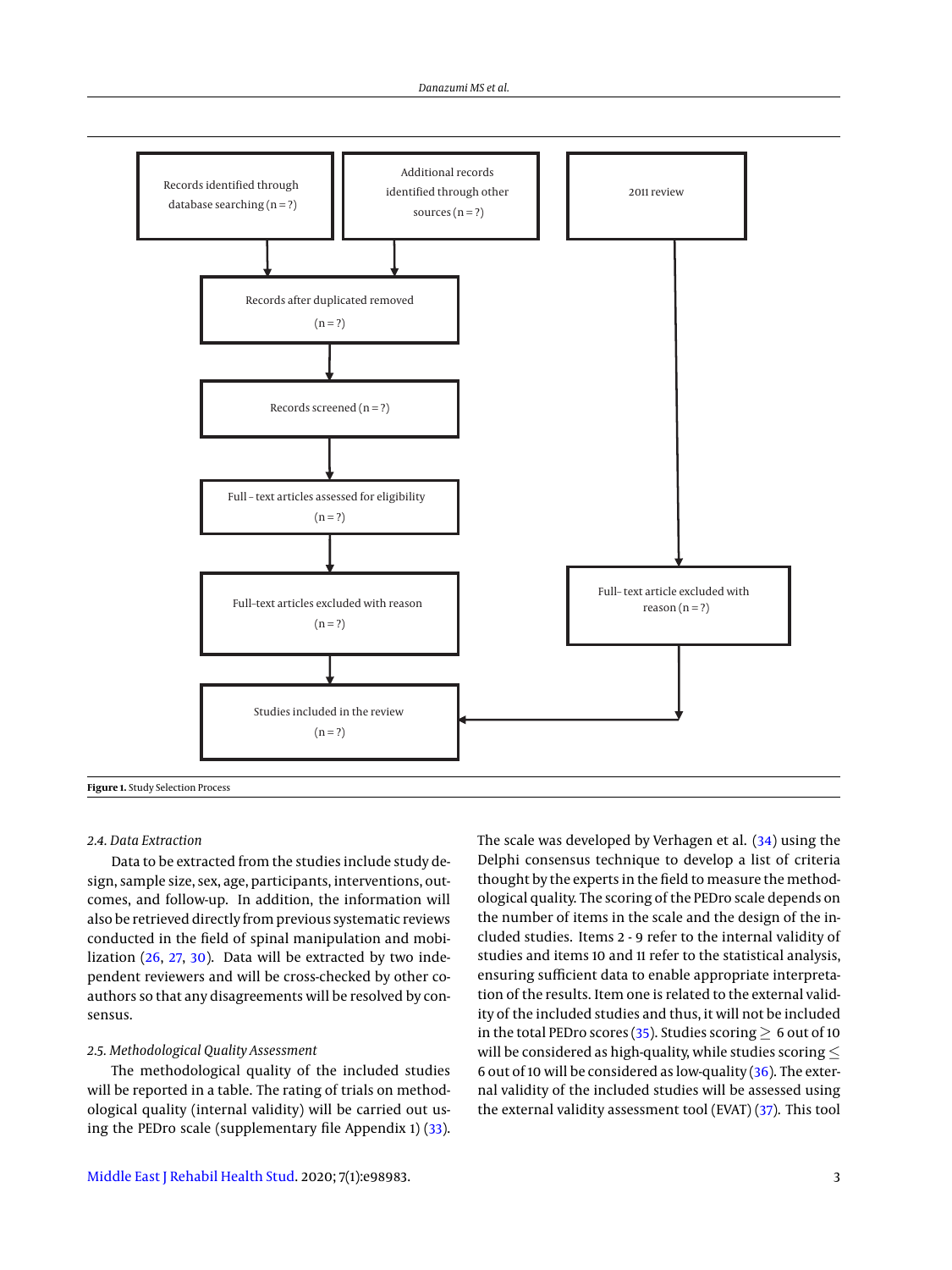Records identified through database searching (n = ?)

Additional records identified through other sources (n = ?)

2011 review

Records after duplicated removed (n = ?)

Records screened (n = ?)

Full - text articles assessed for eligibility (n = ?)

Full-text articles excluded with reason (n = ?)

Full- text article excluded with reason (n = ?)

Studies included in the review (n = ?)

**Figure 1.** Study Selection Process

### 2.4. Data Extraction

Data to be extracted from the studies include study design, sample size, sex, age, participants, interventions, outcomes, and follow-up. In addition, the information will also be retrieved directly from previous systematic reviews conducted in the field of spinal manipulation and mobilization (26, 27, 30). Data will be extracted by two independent reviewers and will be cross-checked by other co-authors so that any disagreements will be resolved by consensus.

### 2.5. Methodological Quality Assessment

The methodological quality of the included studies will be reported in a table. The rating of trials on methodological quality (internal validity) will be carried out using the PEDro scale (supplementary file Appendix 1) (33). The scale was developed by Verhagen et al. (34) using the Delphi consensus technique to develop a list of criteria thought by the experts in the field to measure the methodological quality. The scoring of the PEDro scale depends on the number of items in the scale and the design of the included studies. Items 2 - 9 refer to the internal validity of studies and items 10 and 11 refer to the statistical analysis, ensuring sufficient data to enable appropriate interpretation of the results. Item one is related to the external validity of the included studies and thus, it will not be included in the total PEDro scores (35). Studies scoring $\geq$ 6 out of 10 will be considered as high-quality, while studies scoring $\leq$ 6 out of 10 will be considered as low-quality (36). The external validity of the included studies will be assessed using the external validity assessment tool (EVAT) (37). This tool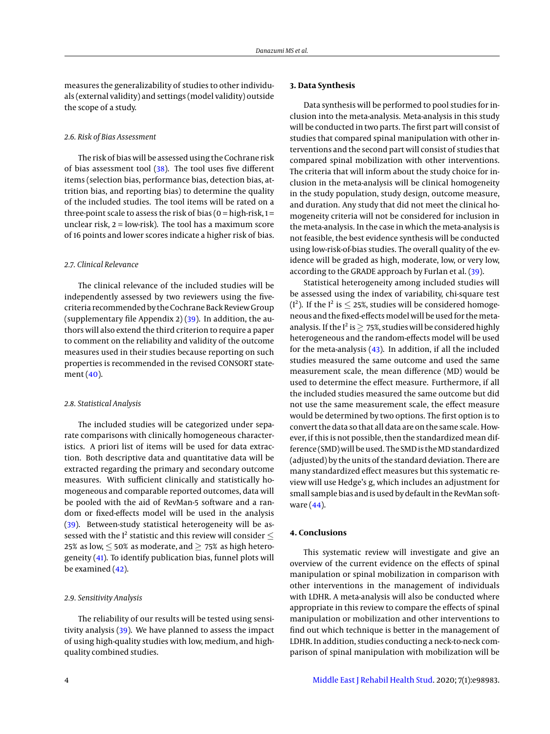measures the generalizability of studies to other individuals (external validity) and settings (model validity) outside the scope of a study.

### 2.6. Risk of Bias Assessment

The risk of bias will be assessed using the Cochrane risk of bias assessment tool (38). The tool uses five different items (selection bias, performance bias, detection bias, attrition bias, and reporting bias) to determine the quality of the included studies. The tool items will be rated on a three-point scale to assess the risk of bias (0 = high-risk, 1 = unclear risk, 2 = low-risk). The tool has a maximum score of 16 points and lower scores indicate a higher risk of bias.

### 2.7. Clinical Relevance

The clinical relevance of the included studies will be independently assessed by two reviewers using the five-criteria recommended by the Cochrane Back Review Group (supplementary file Appendix 2) (39). In addition, the authors will also extend the third criterion to require a paper to comment on the reliability and validity of the outcome measures used in their studies because reporting on such properties is recommended in the revised CONSORT statement (40).

### 2.8. Statistical Analysis

The included studies will be categorized under separate comparisons with clinically homogeneous characteristics. A priori list of items will be used for data extraction. Both descriptive data and quantitative data will be extracted regarding the primary and secondary outcome measures. With sufficient clinically and statistically homogeneous and comparable reported outcomes, data will be pooled with the aid of RevMan-5 software and a random or fixed-effects model will be used in the analysis (39). Between-study statistical heterogeneity will be assessed with the $I^2$ statistic and this review will consider $\leq$ 25% as low, $\leq$ 50% as moderate, and $\geq$ 75% as high heterogeneity (41). To identify publication bias, funnel plots will be examined (42).

### 2.9. Sensitivity Analysis

The reliability of our results will be tested using sensitivity analysis (39). We have planned to assess the impact of using high-quality studies with low, medium, and high-quality combined studies.

## 3. Data Synthesis

Data synthesis will be performed to pool studies for inclusion into the meta-analysis. Meta-analysis in this study will be conducted in two parts. The first part will consist of studies that compared spinal manipulation with other interventions and the second part will consist of studies that compared spinal mobilization with other interventions. The criteria that will inform about the study choice for inclusion in the meta-analysis will be clinical homogeneity in the study population, study design, outcome measure, and duration. Any study that did not meet the clinical homogeneity criteria will not be considered for inclusion in the meta-analysis. In the case in which the meta-analysis is not feasible, the best evidence synthesis will be conducted using low-risk-of-bias studies. The overall quality of the evidence will be graded as high, moderate, low, or very low, according to the GRADE approach by Furlan et al. (39).

Statistical heterogeneity among included studies will be assessed using the index of variability, chi-square test ($I^2$). If the $I^2$ is $\leq$ 25%, studies will be considered homogeneous and the fixed-effects model will be used for the meta-analysis. If the $I^2$ is $\geq$ 75%, studies will be considered highly heterogeneous and the random-effects model will be used for the meta-analysis (43). In addition, if all the included studies measured the same outcome and used the same measurement scale, the mean difference (MD) would be used to determine the effect measure. Furthermore, if all the included studies measured the same outcome but did not use the same measurement scale, the effect measure would be determined by two options. The first option is to convert the data so that all data are on the same scale. However, if this is not possible, then the standardized mean difference (SMD) will be used. The SMD is the MD standardized (adjusted) by the units of the standard deviation. There are many standardized effect measures but this systematic review will use Hedge's g, which includes an adjustment for small sample bias and is used by default in the RevMan software (44).

## 4. Conclusions

This systematic review will investigate and give an overview of the current evidence on the effects of spinal manipulation or spinal mobilization in comparison with other interventions in the management of individuals with LDHR. A meta-analysis will also be conducted where appropriate in this review to compare the effects of spinal manipulation or mobilization and other interventions to find out which technique is better in the management of LDHR. In addition, studies conducting a neck-to-neck comparison of spinal manipulation with mobilization will be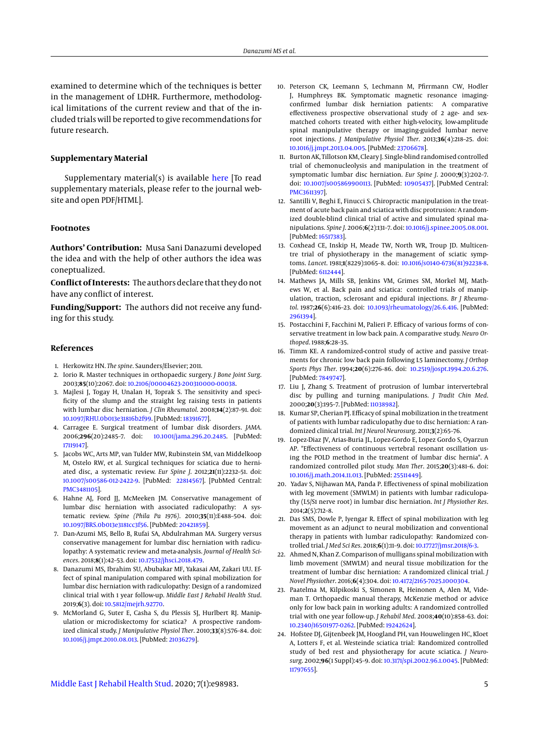examined to determine which of the techniques is better in the management of LDHR. Furthermore, methodological limitations of the current review and that of the included trials will be reported to give recommendations for future research.

## Supplementary Material

Supplementary material(s) is available here [To read supplementary materials, please refer to the journal website and open PDF/HTML].

## Footnotes

**Authors' Contribution:** Musa Sani Danazumi developed the idea and with the help of other authors the idea was coneptualized.

**Conflict of Interests:** The authors declare that they do not have any conflict of interest.

**Funding/Support:** The authors did not receive any funding for this study.

## References

1. Herkowitz HN. *The spine*. Saunders/Elsevier; 2011.
2. Iorio R. Master techniques in orthopaedic surgery. *J Bone Joint Surg*. 2003;**85**(10):2067. doi: 10.2106/00004623-200310000-00038.
3. Majlesi J, Togay H, Unalan H, Toprak S. The sensitivity and specificity of the slump and the straight leg raising tests in patients with lumbar disc herniation. *J Clin Rheumatol*. 2008;**14**(2):87–91. doi: 10.1097/RHU.0b013e31816b2f99. [PubMed: 18391677].
4. Carragee E. Surgical treatment of lumbar disk disorders. *JAMA*. 2006;**296**(20):2485–7. doi: 10.1001/jama.296.20.2485. [PubMed: 17119147].
5. Jacobs WC, Arts MP, van Tulder MW, Rubinstein SM, van Middelkoop M, Ostelo RW, et al. Surgical techniques for sciatica due to herniated disc, a systematic review. *Eur Spine J*. 2012;**21**(11):2232–51. doi: 10.1007/s00586-012-2422-9. [PubMed: 22814567]. [PubMed Central: PMC3481105].
6. Hahne AJ, Ford JJ, McMeeken JM. Conservative management of lumbar disc herniation with associated radiculopathy: A systematic review. *Spine (Phila Pa 1976)*. 2010;**35**(11):E488–504. doi: 10.1097/BRS.0b013e3181cc3f56. [PubMed: 20421859].
7. Dan-Azumi MS, Bello B, Rufai SA, Abdulrahman MA. Surgery versus conservative management for lumbar disc herniation with radiculopathy: A systematic review and meta-analysis. *Journal of Health Sciences*. 2018;**8**(1):42–53. doi: 10.17532/jhsci.2018.479.
8. Danazumi MS, Ibrahim SU, Abubakar MF, Yakasai AM, Zakari UU. Effect of spinal manipulation compared with spinal mobilization for lumbar disc herniation with radiculopathy: Design of a randomized clinical trial with 1 year follow-up. *Middle East J Rehabil Health Stud*. 2019;**6**(3). doi: 10.5812/mejrh.92770.
9. McMorland G, Suter E, Casha S, du Plessis SJ, Hurlbert RJ. Manipulation or microdiskectomy for sciatica? A prospective randomized clinical study. *J Manipulative Physiol Ther*. 2010;**33**(8):576–84. doi: 10.1016/j.jmpt.2010.08.013. [PubMed: 21036279].
10. Peterson CK, Leemann S, Lechmann M, Pfirrmann CW, Hodler J, Humphreys BK. Symptomatic magnetic resonance imaging-confirmed lumbar disk herniation patients: A comparative effectiveness prospective observational study of 2 age- and sex-matched cohorts treated with either high-velocity, low-amplitude spinal manipulative therapy or imaging-guided lumbar nerve root injections. *J Manipulative Physiol Ther*. 2013;**36**(4):218–25. doi: 10.1016/j.jmpt.2013.04.005. [PubMed: 23706678].
11. Burton AK, Tillotson KM, Cleary J. Single-blind randomised controlled trial of chemonucleolysis and manipulation in the treatment of symptomatic lumbar disc herniation. *Eur Spine J*. 2000;**9**(3):202–7. doi: 10.1007/s005869900113. [PubMed: 10905437]. [PubMed Central: PMC3611397].
12. Santilli V, Beghi E, Finucci S. Chiropractic manipulation in the treatment of acute back pain and sciatica with disc protrusion: A randomized double-blind clinical trial of active and simulated spinal manipulations. *Spine J*. 2006;**6**(2):131–7. doi: 10.1016/j.spinee.2005.08.001. [PubMed: 16517383].
13. Coxhead CE, Inskip H, Meade TW, North WR, Troup JD. Multicentre trial of physiotherapy in the management of sciatic symptoms. *Lancet*. 1981;**1**(8229):1065–8. doi: 10.1016/s0140-6736(81)92238-8. [PubMed: 6112444].
14. Mathews JA, Mills SB, Jenkins VM, Grimes SM, Morkel MJ, Mathews W, et al. Back pain and sciatica: controlled trials of manipulation, traction, sclerosant and epidural injections. *Br J Rheumatol*. 1987;**26**(6):416–23. doi: 10.1093/rheumatology/26.6.416. [PubMed: 2961394].
15. Postacchini F, Facchini M, Palieri P. Efficacy of various forms of conservative treatment in low back pain. A comparative study. *Neuro Orthoped*. 1988;**6**:28–35.
16. Timm KE. A randomized-control study of active and passive treatments for chronic low back pain following L5 laminectomy. *J Orthop Sports Phys Ther*. 1994;**20**(6):276–86. doi: 10.2519/jospt.1994.20.6.276. [PubMed: 7849747].
17. Liu J, Zhang S. Treatment of protrusion of lumbar intervertebral disc by pulling and turning manipulations. *J Tradit Chin Med*. 2000;**20**(3):195–7. [PubMed: 11038982].
18. Kumar SP, Cherian PJ. Efficacy of spinal mobilization in the treatment of patients with lumbar radiculopathy due to disc herniation: A randomized clinical trial. *Int J Neurol Neurosurg*. 2011;**3**(2):65–76.
19. Lopez-Diaz JV, Arias-Buria JL, Lopez-Gordo E, Lopez Gordo S, Oyarzun AP. "Effectiveness of continuous vertebral resonant oscillation using the POLD method in the treatment of lumbar disc hernia". A randomized controlled pilot study. *Man Ther*. 2015;**20**(3):481–6. doi: 10.1016/j.math.2014.11.013. [PubMed: 25511449].
20. Yadav S, Nijhawan MA, Panda P. Effectiveness of spinal mobilization with leg movement (SMWLM) in patients with lumbar radiculopathy (L5/S1 nerve root) in lumbar disc herniation. *Int J Physiother Res*. 2014;**2**(5):712–8.
21. Das SMS, Dowle P, Iyengar R. Effect of spinal mobilization with leg movement as an adjunct to neural mobilization and conventional therapy in patients with lumbar radiculopathy: Randomized controlled trial. *J Med Sci Res*. 2018;**6**(1):11–9. doi: 10.17727/jmsr.2018/6-3.
22. Ahmed N, Khan Z. Comparison of mulligans spinal mobilization with limb movement (SMWLM) and neural tissue mobilization for the treatment of lumbar disc herniation: A randomized clinical trial. *J Novel Physiother*. 2016;**6**(4):304. doi: 10.4172/2165-7025.1000304.
23. Paatelma M, Kilpikoski S, Simonen R, Heinonen A, Alen M, Videman T. Orthopaedic manual therapy, McKenzie method or advice only for low back pain in working adults: A randomized controlled trial with one year follow-up. *J Rehabil Med*. 2008;**40**(10):858–63. doi: 10.2340/16501977-0262. [PubMed: 19242624].
24. Hofstee DJ, Gijtenbeek JM, Hoogland PH, van Houwelingen HC, Kloet A, Lotters F, et al. Westeinde sciatica trial: Randomized controlled study of bed rest and physiotherapy for acute sciatica. *J Neurosurg*. 2002;**96**(1 Suppl):45–9. doi: 10.3171/spi.2002.96.1.0045. [PubMed: 11797655].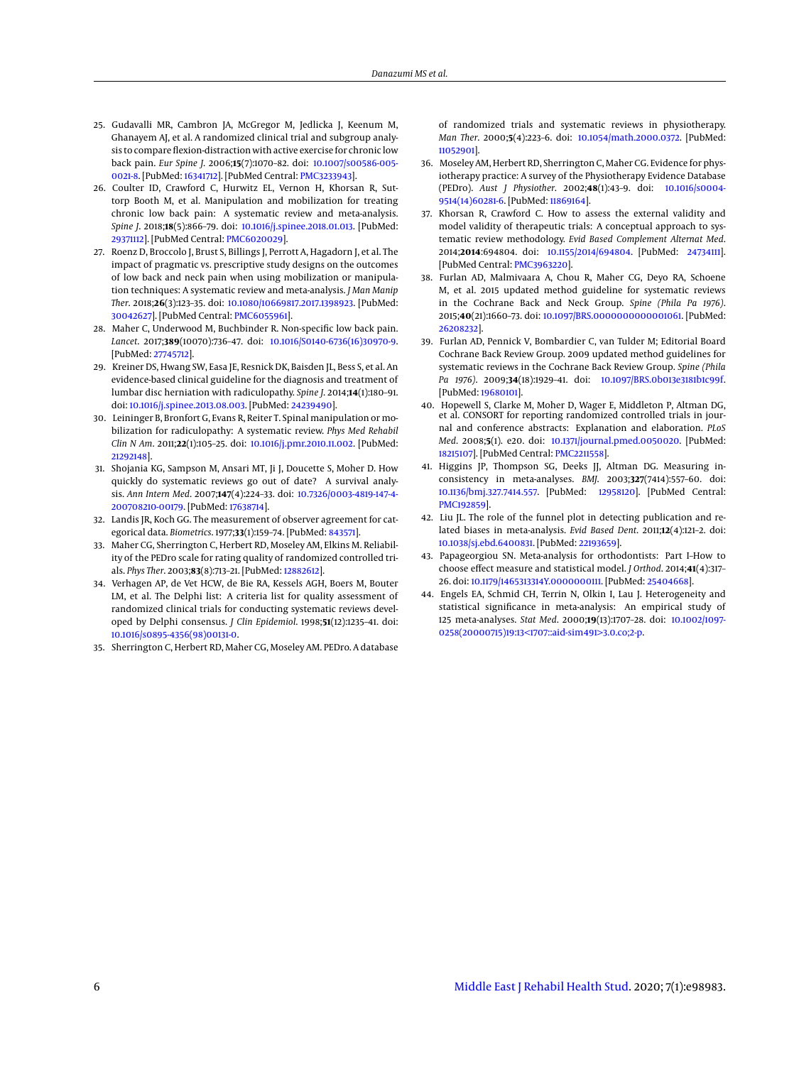25. Gudavalli MR, Cambron JA, McGregor M, Jedlicka J, Keenum M, Ghanayem AJ, et al. A randomized clinical trial and subgroup analysis to compare flexion-distraction with active exercise for chronic low back pain. *Eur Spine J*. 2006;**15**(7):1070–82. doi: 10.1007/s00586-005-0021-8. [PubMed: 16341712]. [PubMed Central: PMC3233943].
26. Coulter ID, Crawford C, Hurwitz EL, Vernon H, Khorsan R, Suttorp Booth M, et al. Manipulation and mobilization for treating chronic low back pain: A systematic review and meta-analysis. *Spine J*. 2018;**18**(5):866–79. doi: 10.1016/j.spinee.2018.01.013. [PubMed: 29371112]. [PubMed Central: PMC6020029].
27. Roenz D, Broccolo J, Brust S, Billings J, Perrott A, Hagadorn J, et al. The impact of pragmatic vs. prescriptive study designs on the outcomes of low back and neck pain when using mobilization or manipulation techniques: A systematic review and meta-analysis. *J Man Manip Ther*. 2018;**26**(3):123–35. doi: 10.1080/10669817.2017.1398923. [PubMed: 30042627]. [PubMed Central: PMC6055961].
28. Maher C, Underwood M, Buchbinder R. Non-specific low back pain. *Lancet*. 2017;**389**(10070):736–47. doi: 10.1016/S0140-6736(16)30970-9. [PubMed: 27745712].
29. Kreiner DS, Hwang SW, Easa JE, Resnick DK, Baisden JL, Bess S, et al. An evidence-based clinical guideline for the diagnosis and treatment of lumbar disc herniation with radiculopathy. *Spine J*. 2014;**14**(1):180–91. doi: 10.1016/j.spinee.2013.08.003. [PubMed: 24239490].
30. Leininger B, Bronfort G, Evans R, Reiter T. Spinal manipulation or mobilization for radiculopathy: A systematic review. *Phys Med Rehabil Clin N Am*. 2011;**22**(1):105–25. doi: 10.1016/j.pmr.2010.11.002. [PubMed: 21292148].
31. Shojania KG, Sampson M, Ansari MT, Ji J, Doucette S, Moher D. How quickly do systematic reviews go out of date? A survival analysis. *Ann Intern Med*. 2007;**147**(4):224–33. doi: 10.7326/0003-4819-147-4-200708210-00179. [PubMed: 17638714].
32. Landis JR, Koch GG. The measurement of observer agreement for categorical data. *Biometrics*. 1977;**33**(1):159–74. [PubMed: 843571].
33. Maher CG, Sherrington C, Herbert RD, Moseley AM, Elkins M. Reliability of the PEDro scale for rating quality of randomized controlled trials. *Phys Ther*. 2003;**83**(8):713–21. [PubMed: 12882612].
34. Verhagen AP, de Vet HCW, de Bie RA, Kessels AGH, Boers M, Bouter LM, et al. The Delphi list: A criteria list for quality assessment of randomized clinical trials for conducting systematic reviews developed by Delphi consensus. *J Clin Epidemiol*. 1998;**51**(12):1235–41. doi: 10.1016/s0895-4356(98)00131-0.
35. Sherrington C, Herbert RD, Maher CG, Moseley AM. PEDro. A database of randomized trials and systematic reviews in physiotherapy. *Man Ther*. 2000;**5**(4):223–6. doi: 10.1054/math.2000.0372. [PubMed: 11052901].
36. Moseley AM, Herbert RD, Sherrington C, Maher CG. Evidence for physiotherapy practice: A survey of the Physiotherapy Evidence Database (PEDro). *Aust J Physiother*. 2002;**48**(1):43–9. doi: 10.1016/s0004-9514(14)60281-6. [PubMed: 11869164].
37. Khorsan R, Crawford C. How to assess the external validity and model validity of therapeutic trials: A conceptual approach to systematic review methodology. *Evid Based Complement Alternat Med*. 2014;**2014**:694804. doi: 10.1155/2014/694804. [PubMed: 24734111]. [PubMed Central: PMC3963220].
38. Furlan AD, Malmivaara A, Chou R, Maher CG, Deyo RA, Schoene M, et al. 2015 updated method guideline for systematic reviews in the Cochrane Back and Neck Group. *Spine (Phila Pa 1976)*. 2015;**40**(21):1660–73. doi: 10.1097/BRS.0000000000001061. [PubMed: 26208232].
39. Furlan AD, Pennick V, Bombardier C, van Tulder M; Editorial Board Cochrane Back Review Group. 2009 updated method guidelines for systematic reviews in the Cochrane Back Review Group. *Spine (Phila Pa 1976)*. 2009;**34**(18):1929–41. doi: 10.1097/BRS.0b013e3181b1c99f. [PubMed: 19680101].
40. Hopewell S, Clarke M, Moher D, Wager E, Middleton P, Altman DG, et al. CONSORT for reporting randomized controlled trials in journal and conference abstracts: Explanation and elaboration. *PLoS Med*. 2008;**5**(1). e20. doi: 10.1371/journal.pmed.0050020. [PubMed: 18215107]. [PubMed Central: PMC2211558].
41. Higgins JP, Thompson SG, Deeks JJ, Altman DG. Measuring inconsistency in meta-analyses. *BMJ*. 2003;**327**(7414):557–60. doi: 10.1136/bmj.327.7414.557. [PubMed: 12958120]. [PubMed Central: PMC192859].
42. Liu JL. The role of the funnel plot in detecting publication and related biases in meta-analysis. *Evid Based Dent*. 2011;**12**(4):121–2. doi: 10.1038/sj.ebd.6400831. [PubMed: 22193659].
43. Papageorgiou SN. Meta-analysis for orthodontists: Part I–How to choose effect measure and statistical model. *J Orthod*. 2014;**41**(4):317–26. doi: 10.1179/1465313314Y.0000000111. [PubMed: 25404668].
44. Engels EA, Schmid CH, Terrin N, Olkin I, Lau J. Heterogeneity and statistical significance in meta-analysis: An empirical study of 125 meta-analyses. *Stat Med*. 2000;**19**(13):1707–28. doi: 10.1002/1097-0258(20000715)19:13<1707::aid-sim491>3.0.co;2-p.